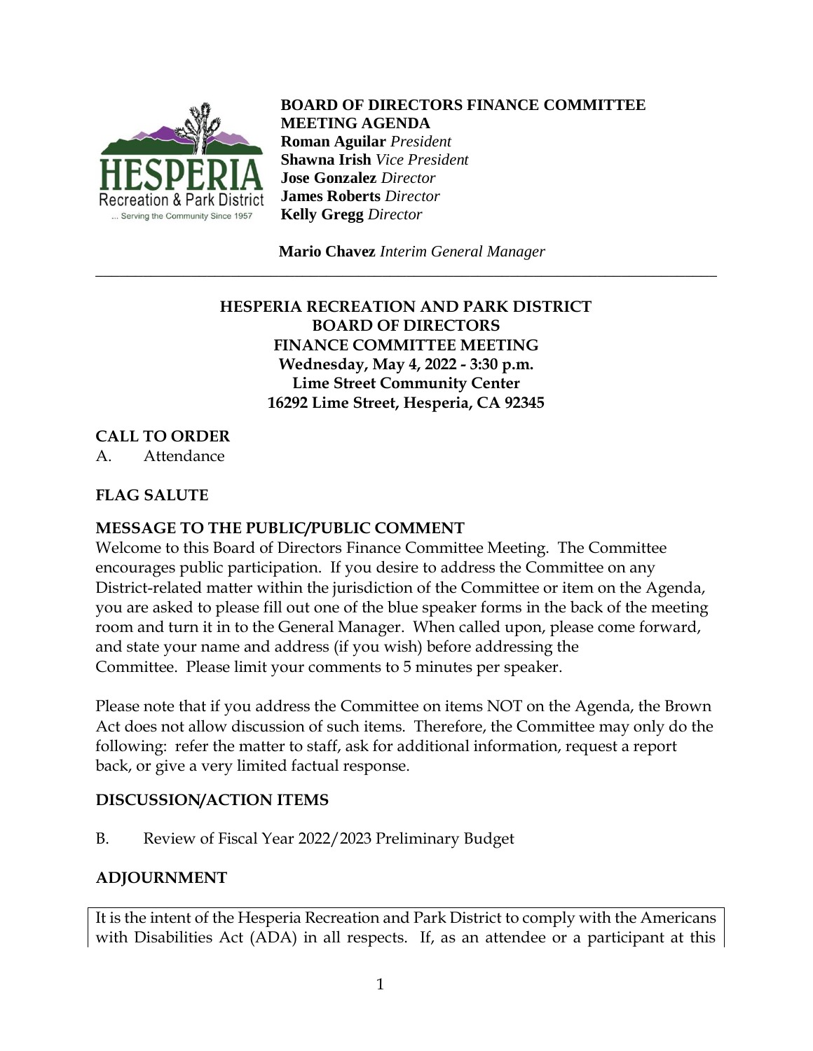**BOARD OF DIRECTORS FINANCE COMMITTEE MEETING AGENDA**
**Roman Aguilar** *President*
**Shawna Irish** *Vice President*
**Jose Gonzalez** *Director*
**James Roberts** *Director*
**Kelly Gregg** *Director*

**Mario Chavez** *Interim General Manager*

---

**HESPERIA RECREATION AND PARK DISTRICT**
**BOARD OF DIRECTORS**
**FINANCE COMMITTEE MEETING**
**Wednesday, May 4, 2022 - 3:30 p.m.**
**Lime Street Community Center**
**16292 Lime Street, Hesperia, CA 92345**

## CALL TO ORDER

A. Attendance

## FLAG SALUTE

## MESSAGE TO THE PUBLIC/PUBLIC COMMENT

Welcome to this Board of Directors Finance Committee Meeting. The Committee encourages public participation. If you desire to address the Committee on any District-related matter within the jurisdiction of the Committee or item on the Agenda, you are asked to please fill out one of the blue speaker forms in the back of the meeting room and turn it in to the General Manager. When called upon, please come forward, and state your name and address (if you wish) before addressing the Committee. Please limit your comments to 5 minutes per speaker.

Please note that if you address the Committee on items NOT on the Agenda, the Brown Act does not allow discussion of such items. Therefore, the Committee may only do the following: refer the matter to staff, ask for additional information, request a report back, or give a very limited factual response.

## DISCUSSION/ACTION ITEMS

B. Review of Fiscal Year 2022/2023 Preliminary Budget

## ADJOURNMENT

It is the intent of the Hesperia Recreation and Park District to comply with the Americans with Disabilities Act (ADA) in all respects. If, as an attendee or a participant at this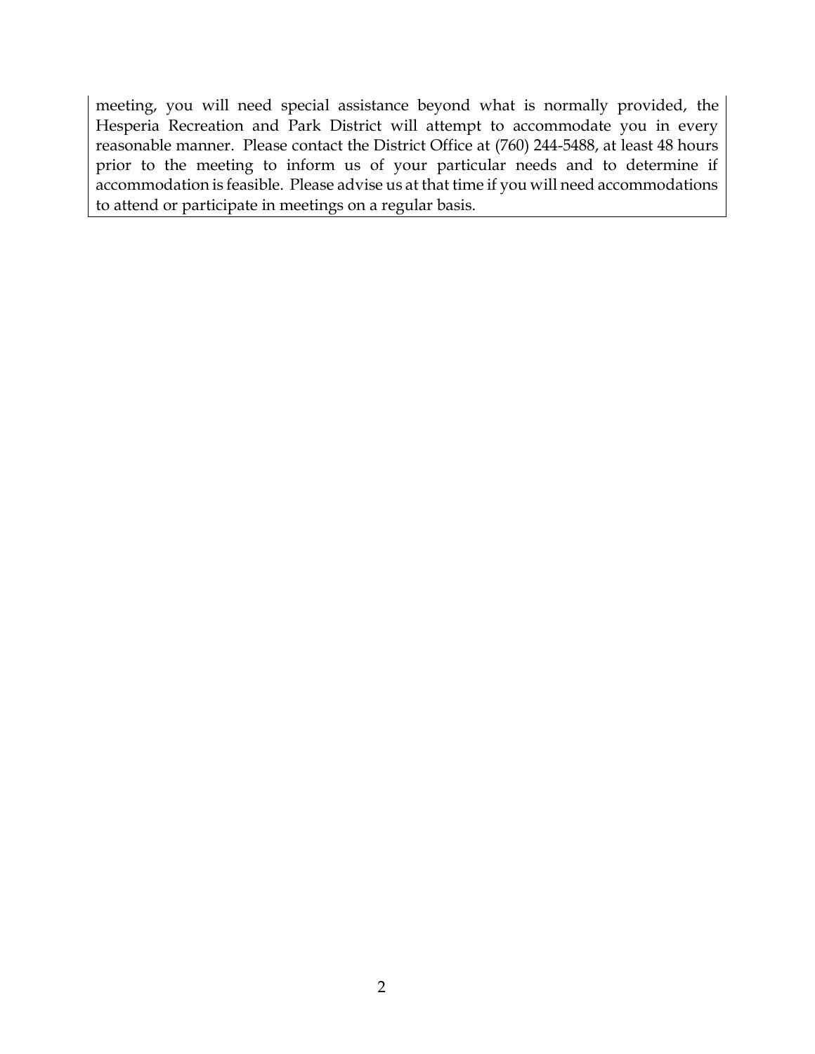meeting, you will need special assistance beyond what is normally provided, the Hesperia Recreation and Park District will attempt to accommodate you in every reasonable manner. Please contact the District Office at (760) 244-5488, at least 48 hours prior to the meeting to inform us of your particular needs and to determine if accommodation is feasible. Please advise us at that time if you will need accommodations to attend or participate in meetings on a regular basis.